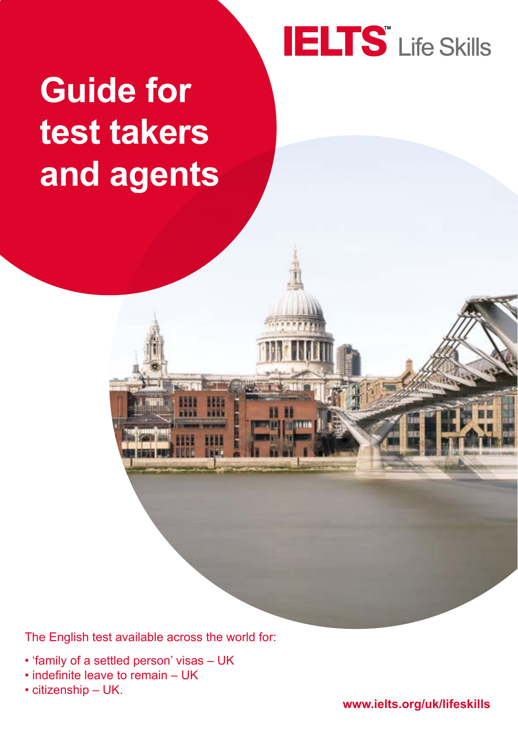IELTS™ Life Skills

# Guide for test takers and agents

The English test available across the world for:

- 'family of a settled person' visas – UK
- indefinite leave to remain – UK
- citizenship – UK.

**www.ielts.org/uk/lifeskills**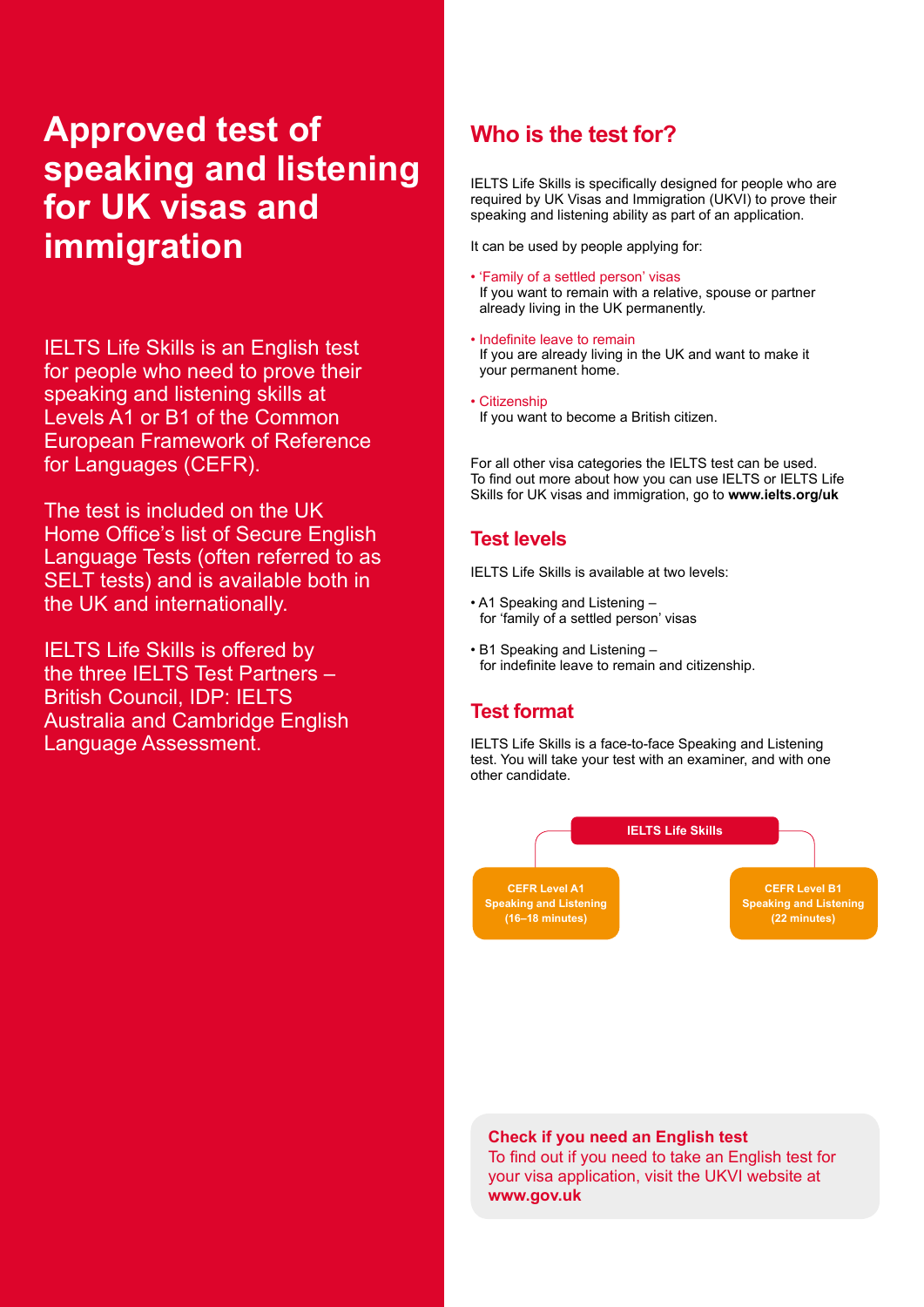# Approved test of speaking and listening for UK visas and immigration

IELTS Life Skills is an English test for people who need to prove their speaking and listening skills at Levels A1 or B1 of the Common European Framework of Reference for Languages (CEFR).

The test is included on the UK Home Office's list of Secure English Language Tests (often referred to as SELT tests) and is available both in the UK and internationally.

IELTS Life Skills is offered by the three IELTS Test Partners – British Council, IDP: IELTS Australia and Cambridge English Language Assessment.

## Who is the test for?

IELTS Life Skills is specifically designed for people who are required by UK Visas and Immigration (UKVI) to prove their speaking and listening ability as part of an application.

It can be used by people applying for:

- 'Family of a settled person' visas
  If you want to remain with a relative, spouse or partner already living in the UK permanently.
- Indefinite leave to remain
  If you are already living in the UK and want to make it your permanent home.
- Citizenship
  If you want to become a British citizen.

For all other visa categories the IELTS test can be used. To find out more about how you can use IELTS or IELTS Life Skills for UK visas and immigration, go to **www.ielts.org/uk**

## Test levels

IELTS Life Skills is available at two levels:

- A1 Speaking and Listening – for 'family of a settled person' visas
- B1 Speaking and Listening – for indefinite leave to remain and citizenship.

## Test format

IELTS Life Skills is a face-to-face Speaking and Listening test. You will take your test with an examiner, and with one other candidate.

**IELTS Life Skills**

- **CEFR Level A1 Speaking and Listening (16–18 minutes)**
- **CEFR Level B1 Speaking and Listening (22 minutes)**

**Check if you need an English test**
To find out if you need to take an English test for your visa application, visit the UKVI website at **www.gov.uk**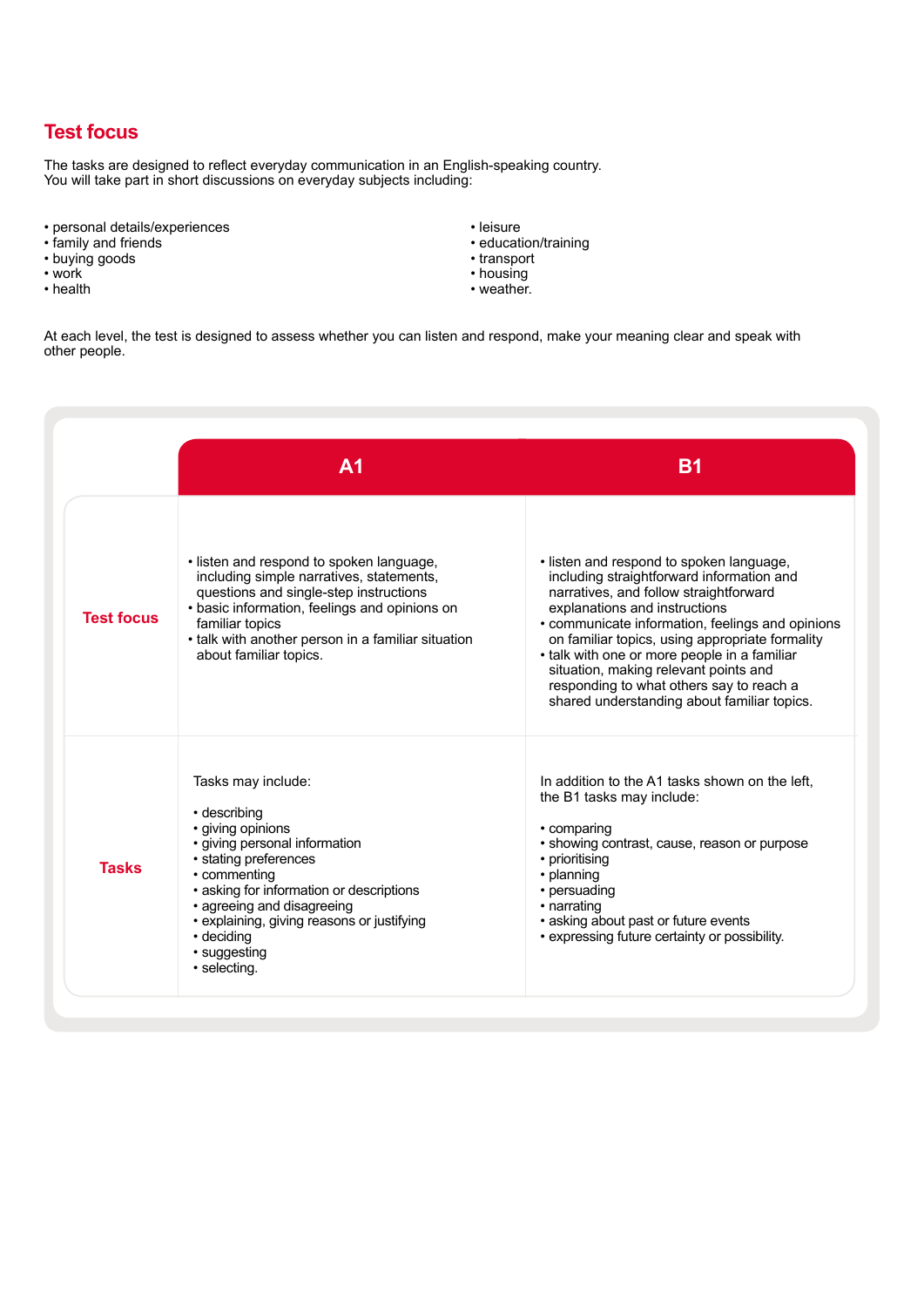## Test focus

The tasks are designed to reflect everyday communication in an English-speaking country.
You will take part in short discussions on everyday subjects including:

- personal details/experiences
- family and friends
- buying goods
- work
- health
- leisure
- education/training
- transport
- housing
- weather.

At each level, the test is designed to assess whether you can listen and respond, make your meaning clear and speak with other people.

| | A1 | B1 |
|---|---|---|
| **Test focus** | • listen and respond to spoken language, including simple narratives, statements, questions and single-step instructions<br>• basic information, feelings and opinions on familiar topics<br>• talk with another person in a familiar situation about familiar topics. | • listen and respond to spoken language, including straightforward information and narratives, and follow straightforward explanations and instructions<br>• communicate information, feelings and opinions on familiar topics, using appropriate formality<br>• talk with one or more people in a familiar situation, making relevant points and responding to what others say to reach a shared understanding about familiar topics. |
| **Tasks** | Tasks may include:<br><br>• describing<br>• giving opinions<br>• giving personal information<br>• stating preferences<br>• commenting<br>• asking for information or descriptions<br>• agreeing and disagreeing<br>• explaining, giving reasons or justifying<br>• deciding<br>• suggesting<br>• selecting. | In addition to the A1 tasks shown on the left, the B1 tasks may include:<br><br>• comparing<br>• showing contrast, cause, reason or purpose<br>• prioritising<br>• planning<br>• persuading<br>• narrating<br>• asking about past or future events<br>• expressing future certainty or possibility. |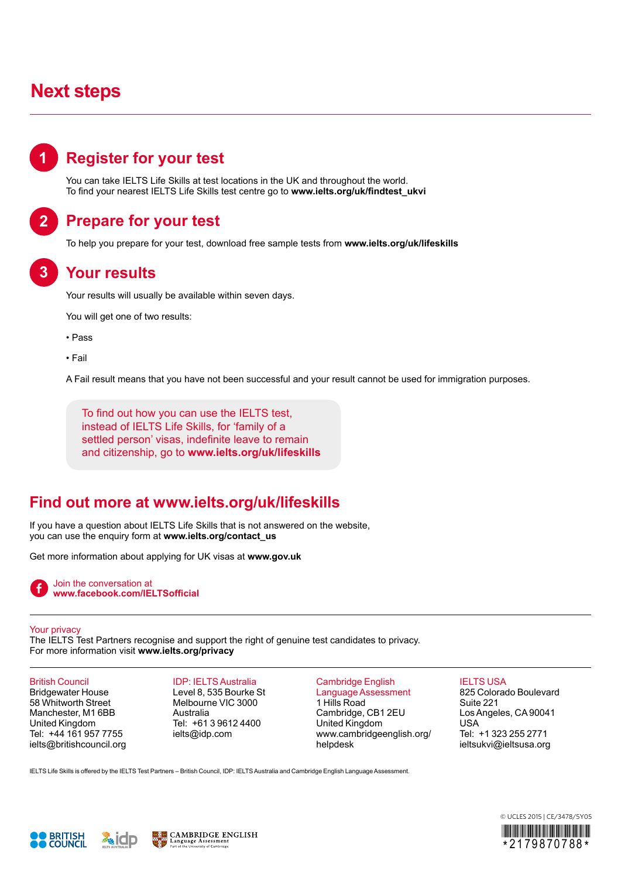# Next steps

## 1 Register for your test

You can take IELTS Life Skills at test locations in the UK and throughout the world.
To find your nearest IELTS Life Skills test centre go to **www.ielts.org/uk/findtest_ukvi**

## 2 Prepare for your test

To help you prepare for your test, download free sample tests from **www.ielts.org/uk/lifeskills**

## 3 Your results

Your results will usually be available within seven days.

You will get one of two results:

- Pass
- Fail

A Fail result means that you have not been successful and your result cannot be used for immigration purposes.

To find out how you can use the IELTS test, instead of IELTS Life Skills, for 'family of a settled person' visas, indefinite leave to remain and citizenship, go to **www.ielts.org/uk/lifeskills**

## Find out more at www.ielts.org/uk/lifeskills

If you have a question about IELTS Life Skills that is not answered on the website, you can use the enquiry form at **www.ielts.org/contact_us**

Get more information about applying for UK visas at **www.gov.uk**

Join the conversation at
**www.facebook.com/IELTSofficial**

Your privacy
The IELTS Test Partners recognise and support the right of genuine test candidates to privacy.
For more information visit **www.ielts.org/privacy**

British Council
Bridgewater House
58 Whitworth Street
Manchester, M1 6BB
United Kingdom
Tel: +44 161 957 7755
ielts@britishcouncil.org

IDP: IELTS Australia
Level 8, 535 Bourke St
Melbourne VIC 3000
Australia
Tel: +61 3 9612 4400
ielts@idp.com

Cambridge English Language Assessment
1 Hills Road
Cambridge, CB1 2EU
United Kingdom
www.cambridgeenglish.org/helpdesk

IELTS USA
825 Colorado Boulevard
Suite 221
Los Angeles, CA 90041
USA
Tel: +1 323 255 2771
ieltsukvi@ieltsusa.org

IELTS Life Skills is offered by the IELTS Test Partners – British Council, IDP: IELTS Australia and Cambridge English Language Assessment.

© UCLES 2015 | CE/3478/5Y05

*2179870788*